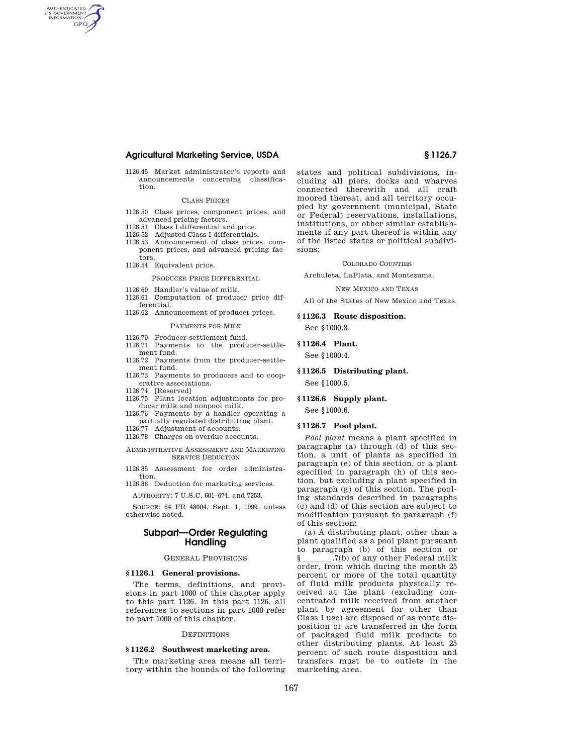1126.45 Market administrator's reports and announcements concerning classification.

CLASS PRICES

1126.50 Class prices, component prices, and advanced pricing factors.
1126.51 Class I differential and price.
1126.52 Adjusted Class I differentials.
1126.53 Announcement of class prices, component prices, and advanced pricing factors.
1126.54 Equivalent price.

PRODUCER PRICE DIFFERENTIAL

1126.60 Handler's value of milk.
1126.61 Computation of producer price differential.
1126.62 Announcement of producer prices.

PAYMENTS FOR MILK

1126.70 Producer-settlement fund.
1126.71 Payments to the producer-settlement fund.
1126.72 Payments from the producer-settlement fund.
1126.73 Payments to producers and to cooperative associations.
1126.74 [Reserved]
1126.75 Plant location adjustments for producer milk and nonpool milk.
1126.76 Payments by a handler operating a partially regulated distributing plant.
1126.77 Adjustment of accounts.
1126.78 Charges on overdue accounts.

ADMINISTRATIVE ASSESSMENT AND MARKETING SERVICE DEDUCTION

1126.85 Assessment for order administration.
1126.86 Deduction for marketing services.

AUTHORITY: 7 U.S.C. 601–674, and 7253.

SOURCE: 64 FR 48004, Sept. 1, 1999, unless otherwise noted.

## Subpart—Order Regulating Handling

GENERAL PROVISIONS

### § 1126.1 General provisions.

The terms, definitions, and provisions in part 1000 of this chapter apply to this part 1126. In this part 1126, all references to sections in part 1000 refer to part 1000 of this chapter.

DEFINITIONS

### § 1126.2 Southwest marketing area.

The marketing area means all territory within the bounds of the following states and political subdivisions, including all piers, docks and wharves connected therewith and all craft moored thereat, and all territory occupied by government (municipal, State or Federal) reservations, installations, institutions, or other similar establishments if any part thereof is within any of the listed states or political subdivisions:

COLORADO COUNTIES

Archuleta, LaPlata, and Montezuma.

NEW MEXICO AND TEXAS

All of the States of New Mexico and Texas.

### § 1126.3 Route disposition.

See § 1000.3.

### § 1126.4 Plant.

See § 1000.4.

### § 1126.5 Distributing plant.

See § 1000.5.

### § 1126.6 Supply plant.

See § 1000.6.

### § 1126.7 Pool plant.

*Pool plant* means a plant specified in paragraphs (a) through (d) of this section, a unit of plants as specified in paragraph (e) of this section, or a plant specified in paragraph (h) of this section, but excluding a plant specified in paragraph (g) of this section. The pooling standards described in paragraphs (c) and (d) of this section are subject to modification pursuant to paragraph (f) of this section:

(a) A distributing plant, other than a plant qualified as a pool plant pursuant to paragraph (b) of this section or § \_\_\_\_\_\_\_.7(b) of any other Federal milk order, from which during the month 25 percent or more of the total quantity of fluid milk products physically received at the plant (excluding concentrated milk received from another plant by agreement for other than Class I use) are disposed of as route disposition or are transferred in the form of packaged fluid milk products to other distributing plants. At least 25 percent of such route disposition and transfers must be to outlets in the marketing area.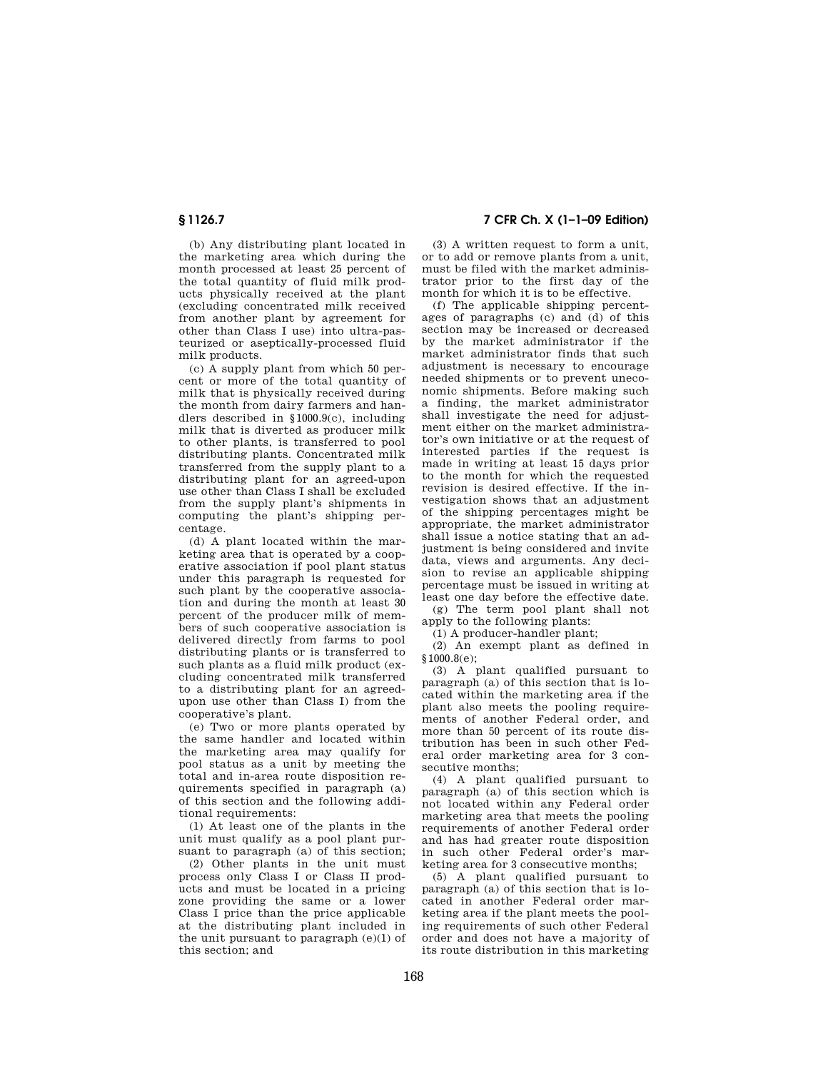(b) Any distributing plant located in the marketing area which during the month processed at least 25 percent of the total quantity of fluid milk products physically received at the plant (excluding concentrated milk received from another plant by agreement for other than Class I use) into ultra-pasteurized or aseptically-processed fluid milk products.

(c) A supply plant from which 50 percent or more of the total quantity of milk that is physically received during the month from dairy farmers and handlers described in §1000.9(c), including milk that is diverted as producer milk to other plants, is transferred to pool distributing plants. Concentrated milk transferred from the supply plant to a distributing plant for an agreed-upon use other than Class I shall be excluded from the supply plant's shipments in computing the plant's shipping percentage.

(d) A plant located within the marketing area that is operated by a cooperative association if pool plant status under this paragraph is requested for such plant by the cooperative association and during the month at least 30 percent of the producer milk of members of such cooperative association is delivered directly from farms to pool distributing plants or is transferred to such plants as a fluid milk product (excluding concentrated milk transferred to a distributing plant for an agreed-upon use other than Class I) from the cooperative's plant.

(e) Two or more plants operated by the same handler and located within the marketing area may qualify for pool status as a unit by meeting the total and in-area route disposition requirements specified in paragraph (a) of this section and the following additional requirements:

(1) At least one of the plants in the unit must qualify as a pool plant pursuant to paragraph (a) of this section;

(2) Other plants in the unit must process only Class I or Class II products and must be located in a pricing zone providing the same or a lower Class I price than the price applicable at the distributing plant included in the unit pursuant to paragraph (e)(1) of this section; and

(3) A written request to form a unit, or to add or remove plants from a unit, must be filed with the market administrator prior to the first day of the month for which it is to be effective.

(f) The applicable shipping percentages of paragraphs (c) and (d) of this section may be increased or decreased by the market administrator if the market administrator finds that such adjustment is necessary to encourage needed shipments or to prevent uneconomic shipments. Before making such a finding, the market administrator shall investigate the need for adjustment either on the market administrator's own initiative or at the request of interested parties if the request is made in writing at least 15 days prior to the month for which the requested revision is desired effective. If the investigation shows that an adjustment of the shipping percentages might be appropriate, the market administrator shall issue a notice stating that an adjustment is being considered and invite data, views and arguments. Any decision to revise an applicable shipping percentage must be issued in writing at least one day before the effective date.

(g) The term pool plant shall not apply to the following plants:

(1) A producer-handler plant;

(2) An exempt plant as defined in §1000.8(e);

(3) A plant qualified pursuant to paragraph (a) of this section that is located within the marketing area if the plant also meets the pooling requirements of another Federal order, and more than 50 percent of its route distribution has been in such other Federal order marketing area for 3 consecutive months;

(4) A plant qualified pursuant to paragraph (a) of this section which is not located within any Federal order marketing area that meets the pooling requirements of another Federal order and has had greater route disposition in such other Federal order's marketing area for 3 consecutive months;

(5) A plant qualified pursuant to paragraph (a) of this section that is located in another Federal order marketing area if the plant meets the pooling requirements of such other Federal order and does not have a majority of its route distribution in this marketing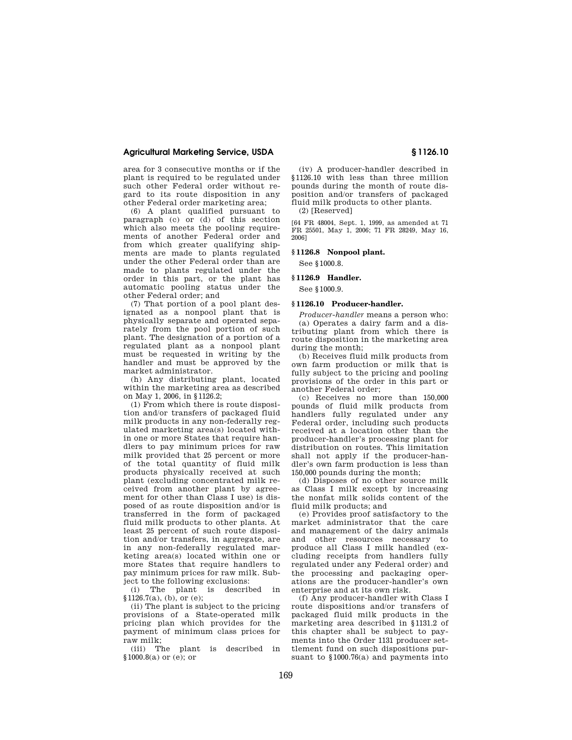area for 3 consecutive months or if the plant is required to be regulated under such other Federal order without regard to its route disposition in any other Federal order marketing area;

(6) A plant qualified pursuant to paragraph (c) or (d) of this section which also meets the pooling requirements of another Federal order and from which greater qualifying shipments are made to plants regulated under the other Federal order than are made to plants regulated under the order in this part, or the plant has automatic pooling status under the other Federal order; and

(7) That portion of a pool plant designated as a nonpool plant that is physically separate and operated separately from the pool portion of such plant. The designation of a portion of a regulated plant as a nonpool plant must be requested in writing by the handler and must be approved by the market administrator.

(h) Any distributing plant, located within the marketing area as described on May 1, 2006, in §1126.2;

(1) From which there is route disposition and/or transfers of packaged fluid milk products in any non-federally regulated marketing area(s) located within one or more States that require handlers to pay minimum prices for raw milk provided that 25 percent or more of the total quantity of fluid milk products physically received at such plant (excluding concentrated milk received from another plant by agreement for other than Class I use) is disposed of as route disposition and/or is transferred in the form of packaged fluid milk products to other plants. At least 25 percent of such route disposition and/or transfers, in aggregate, are in any non-federally regulated marketing area(s) located within one or more States that require handlers to pay minimum prices for raw milk. Subject to the following exclusions:

(i) The plant is described in §1126.7(a), (b), or (e);

(ii) The plant is subject to the pricing provisions of a State-operated milk pricing plan which provides for the payment of minimum class prices for raw milk;

(iii) The plant is described in §1000.8(a) or (e); or

(iv) A producer-handler described in §1126.10 with less than three million pounds during the month of route disposition and/or transfers of packaged fluid milk products to other plants.

(2) [Reserved]

[64 FR 48004, Sept. 1, 1999, as amended at 71 FR 25501, May 1, 2006; 71 FR 28249, May 16, 2006]

## §1126.8 Nonpool plant.

See §1000.8.

## §1126.9 Handler.

See §1000.9.

## §1126.10 Producer-handler.

*Producer-handler* means a person who:

(a) Operates a dairy farm and a distributing plant from which there is route disposition in the marketing area during the month;

(b) Receives fluid milk products from own farm production or milk that is fully subject to the pricing and pooling provisions of the order in this part or another Federal order;

(c) Receives no more than 150,000 pounds of fluid milk products from handlers fully regulated under any Federal order, including such products received at a location other than the producer-handler's processing plant for distribution on routes. This limitation shall not apply if the producer-handler's own farm production is less than 150,000 pounds during the month;

(d) Disposes of no other source milk as Class I milk except by increasing the nonfat milk solids content of the fluid milk products; and

(e) Provides proof satisfactory to the market administrator that the care and management of the dairy animals and other resources necessary to produce all Class I milk handled (excluding receipts from handlers fully regulated under any Federal order) and the processing and packaging operations are the producer-handler's own enterprise and at its own risk.

(f) Any producer-handler with Class I route dispositions and/or transfers of packaged fluid milk products in the marketing area described in §1131.2 of this chapter shall be subject to payments into the Order 1131 producer settlement fund on such dispositions pursuant to §1000.76(a) and payments into